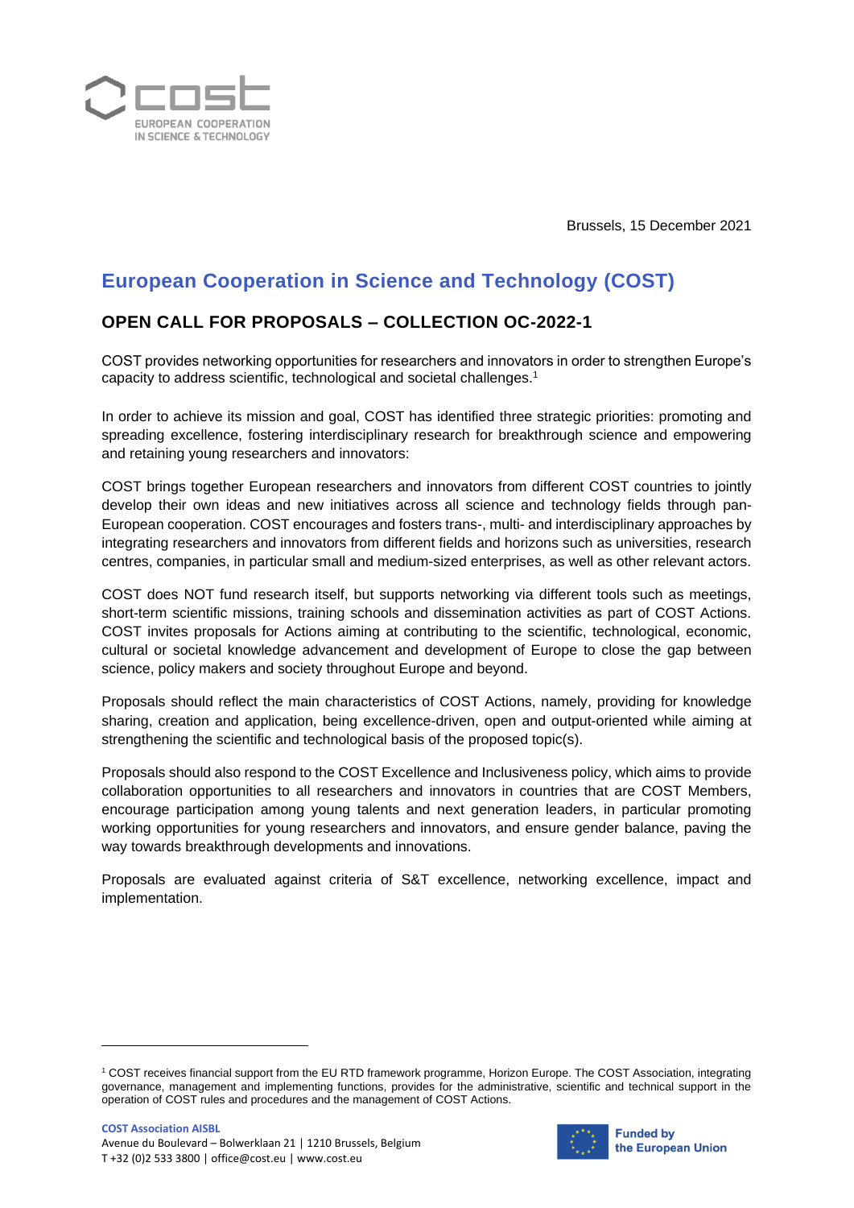Brussels, 15 December 2021

# European Cooperation in Science and Technology (COST)

## OPEN CALL FOR PROPOSALS – COLLECTION OC-2022-1

COST provides networking opportunities for researchers and innovators in order to strengthen Europe's capacity to address scientific, technological and societal challenges.[1]

In order to achieve its mission and goal, COST has identified three strategic priorities: promoting and spreading excellence, fostering interdisciplinary research for breakthrough science and empowering and retaining young researchers and innovators:

COST brings together European researchers and innovators from different COST countries to jointly develop their own ideas and new initiatives across all science and technology fields through pan-European cooperation. COST encourages and fosters trans-, multi- and interdisciplinary approaches by integrating researchers and innovators from different fields and horizons such as universities, research centres, companies, in particular small and medium-sized enterprises, as well as other relevant actors.

COST does NOT fund research itself, but supports networking via different tools such as meetings, short-term scientific missions, training schools and dissemination activities as part of COST Actions. COST invites proposals for Actions aiming at contributing to the scientific, technological, economic, cultural or societal knowledge advancement and development of Europe to close the gap between science, policy makers and society throughout Europe and beyond.

Proposals should reflect the main characteristics of COST Actions, namely, providing for knowledge sharing, creation and application, being excellence-driven, open and output-oriented while aiming at strengthening the scientific and technological basis of the proposed topic(s).

Proposals should also respond to the COST Excellence and Inclusiveness policy, which aims to provide collaboration opportunities to all researchers and innovators in countries that are COST Members, encourage participation among young talents and next generation leaders, in particular promoting working opportunities for young researchers and innovators, and ensure gender balance, paving the way towards breakthrough developments and innovations.

Proposals are evaluated against criteria of S&T excellence, networking excellence, impact and implementation.

---

[1] COST receives financial support from the EU RTD framework programme, Horizon Europe. The COST Association, integrating governance, management and implementing functions, provides for the administrative, scientific and technical support in the operation of COST rules and procedures and the management of COST Actions.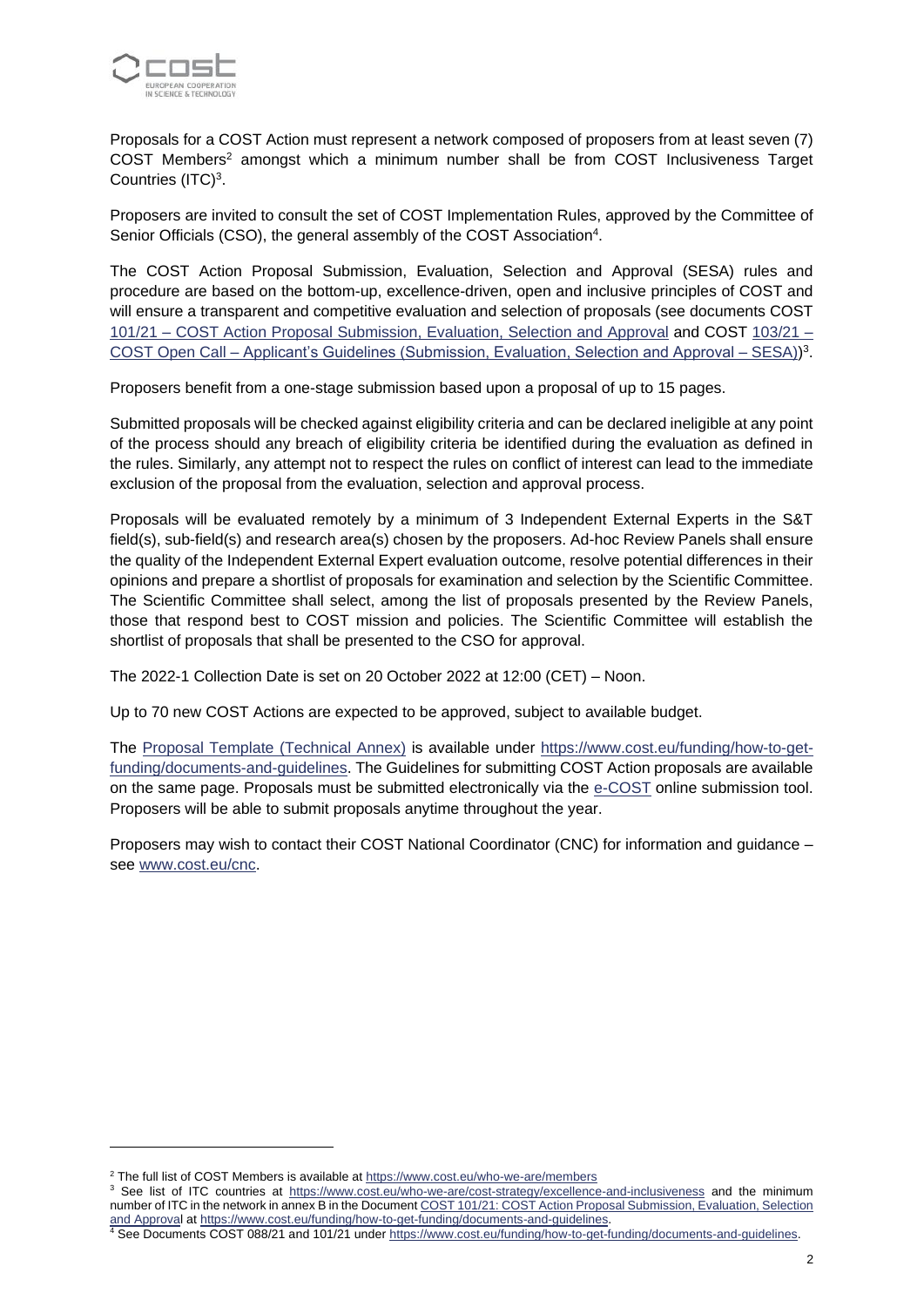Proposals for a COST Action must represent a network composed of proposers from at least seven (7) COST Members[2] amongst which a minimum number shall be from COST Inclusiveness Target Countries (ITC)[3].

Proposers are invited to consult the set of COST Implementation Rules, approved by the Committee of Senior Officials (CSO), the general assembly of the COST Association[4].

The COST Action Proposal Submission, Evaluation, Selection and Approval (SESA) rules and procedure are based on the bottom-up, excellence-driven, open and inclusive principles of COST and will ensure a transparent and competitive evaluation and selection of proposals (see documents COST 101/21 – COST Action Proposal Submission, Evaluation, Selection and Approval and COST 103/21 – COST Open Call – Applicant's Guidelines (Submission, Evaluation, Selection and Approval – SESA))[3].

Proposers benefit from a one-stage submission based upon a proposal of up to 15 pages.

Submitted proposals will be checked against eligibility criteria and can be declared ineligible at any point of the process should any breach of eligibility criteria be identified during the evaluation as defined in the rules. Similarly, any attempt not to respect the rules on conflict of interest can lead to the immediate exclusion of the proposal from the evaluation, selection and approval process.

Proposals will be evaluated remotely by a minimum of 3 Independent External Experts in the S&T field(s), sub-field(s) and research area(s) chosen by the proposers. Ad-hoc Review Panels shall ensure the quality of the Independent External Expert evaluation outcome, resolve potential differences in their opinions and prepare a shortlist of proposals for examination and selection by the Scientific Committee. The Scientific Committee shall select, among the list of proposals presented by the Review Panels, those that respond best to COST mission and policies. The Scientific Committee will establish the shortlist of proposals that shall be presented to the CSO for approval.

The 2022-1 Collection Date is set on 20 October 2022 at 12:00 (CET) – Noon.

Up to 70 new COST Actions are expected to be approved, subject to available budget.

The Proposal Template (Technical Annex) is available under https://www.cost.eu/funding/how-to-get-funding/documents-and-guidelines. The Guidelines for submitting COST Action proposals are available on the same page. Proposals must be submitted electronically via the e-COST online submission tool. Proposers will be able to submit proposals anytime throughout the year.

Proposers may wish to contact their COST National Coordinator (CNC) for information and guidance – see www.cost.eu/cnc.

---

[2] The full list of COST Members is available at https://www.cost.eu/who-we-are/members

[3] See list of ITC countries at https://www.cost.eu/who-we-are/cost-strategy/excellence-and-inclusiveness and the minimum number of ITC in the network in annex B in the Document COST 101/21: COST Action Proposal Submission, Evaluation, Selection and Approval at https://www.cost.eu/funding/how-to-get-funding/documents-and-guidelines.

[4] See Documents COST 088/21 and 101/21 under https://www.cost.eu/funding/how-to-get-funding/documents-and-guidelines.